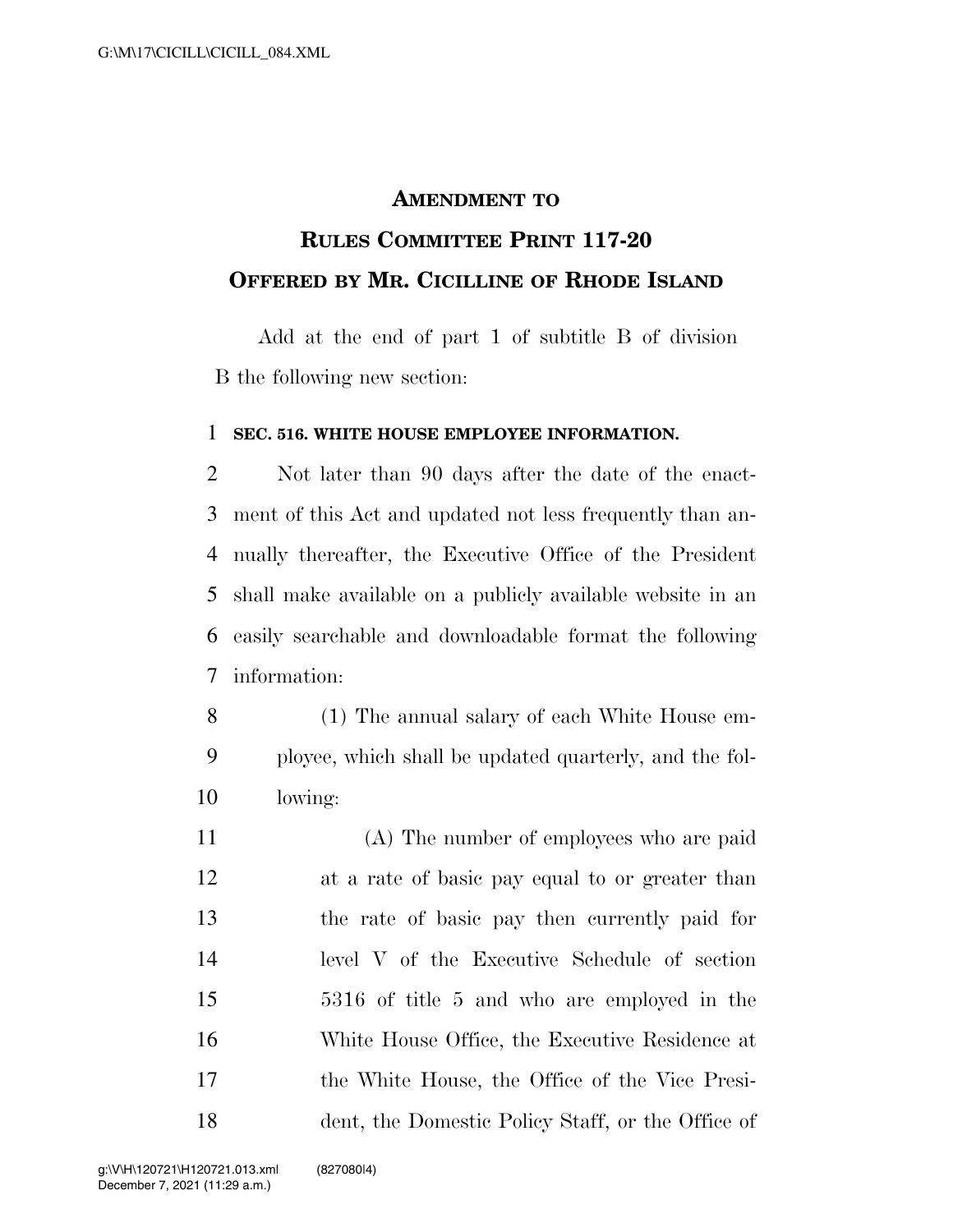## AMENDMENT TO RULES COMMITTEE PRINT 117-20 OFFERED BY MR. CICILLINE OF RHODE ISLAND

Add at the end of part 1 of subtitle B of division B the following new section:

**SEC. 516. WHITE HOUSE EMPLOYEE INFORMATION.**

Not later than 90 days after the date of the enactment of this Act and updated not less frequently than annually thereafter, the Executive Office of the President shall make available on a publicly available website in an easily searchable and downloadable format the following information:

(1) The annual salary of each White House employee, which shall be updated quarterly, and the following:

(A) The number of employees who are paid at a rate of basic pay equal to or greater than the rate of basic pay then currently paid for level V of the Executive Schedule of section 5316 of title 5 and who are employed in the White House Office, the Executive Residence at the White House, the Office of the Vice President, the Domestic Policy Staff, or the Office of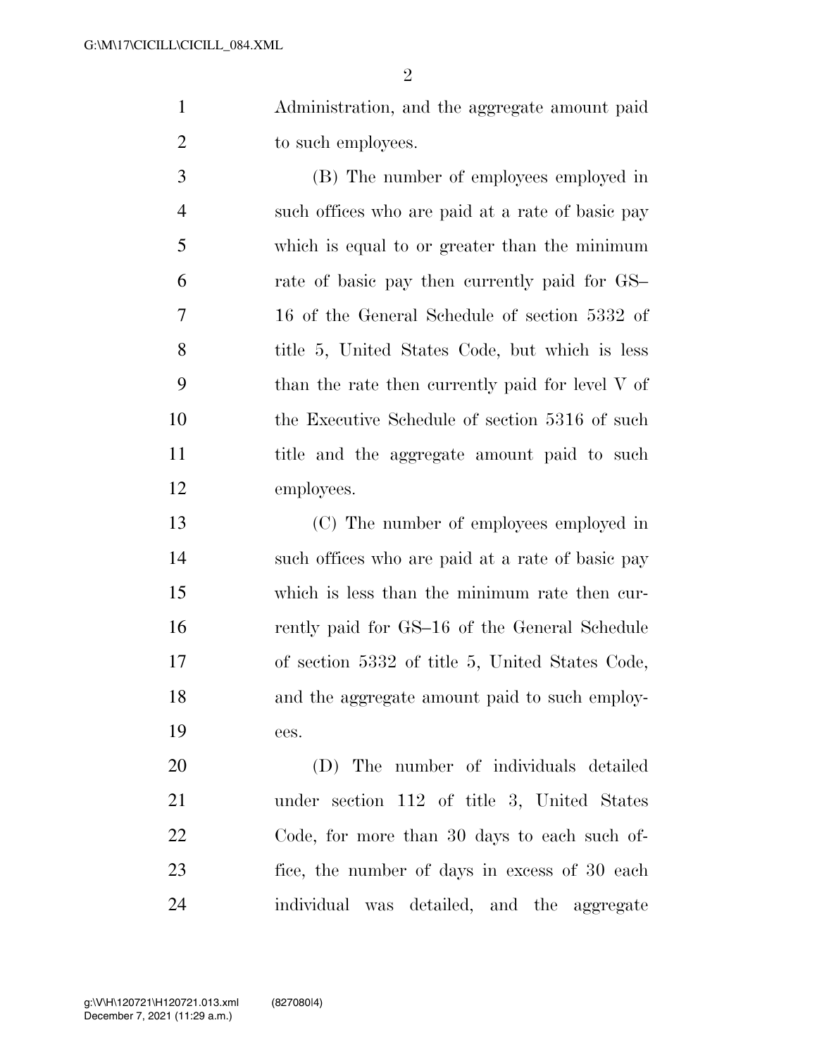Administration, and the aggregate amount paid to such employees.

(B) The number of employees employed in such offices who are paid at a rate of basic pay which is equal to or greater than the minimum rate of basic pay then currently paid for GS–16 of the General Schedule of section 5332 of title 5, United States Code, but which is less than the rate then currently paid for level V of the Executive Schedule of section 5316 of such title and the aggregate amount paid to such employees.

(C) The number of employees employed in such offices who are paid at a rate of basic pay which is less than the minimum rate then currently paid for GS–16 of the General Schedule of section 5332 of title 5, United States Code, and the aggregate amount paid to such employees.

(D) The number of individuals detailed under section 112 of title 3, United States Code, for more than 30 days to each such office, the number of days in excess of 30 each individual was detailed, and the aggregate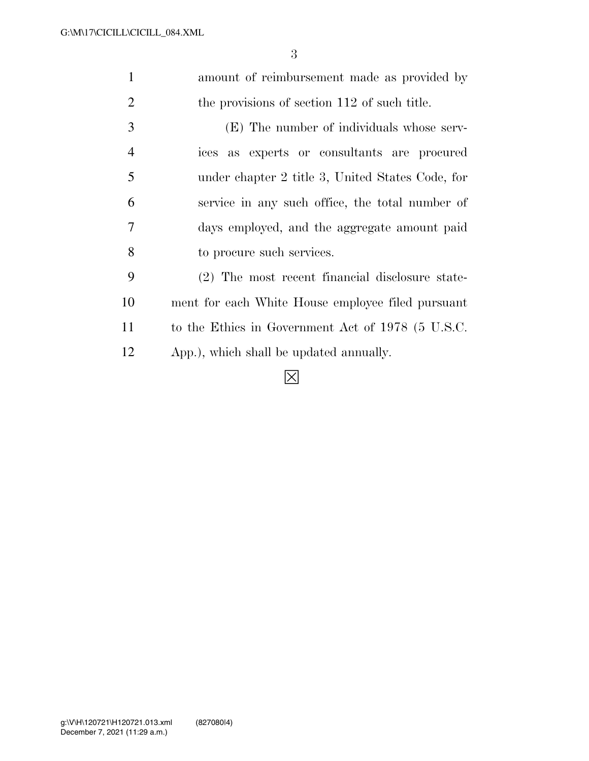amount of reimbursement made as provided by the provisions of section 112 of such title.

(E) The number of individuals whose services as experts or consultants are procured under chapter 2 title 3, United States Code, for service in any such office, the total number of days employed, and the aggregate amount paid to procure such services.

(2) The most recent financial disclosure statement for each White House employee filed pursuant to the Ethics in Government Act of 1978 (5 U.S.C. App.), which shall be updated annually.